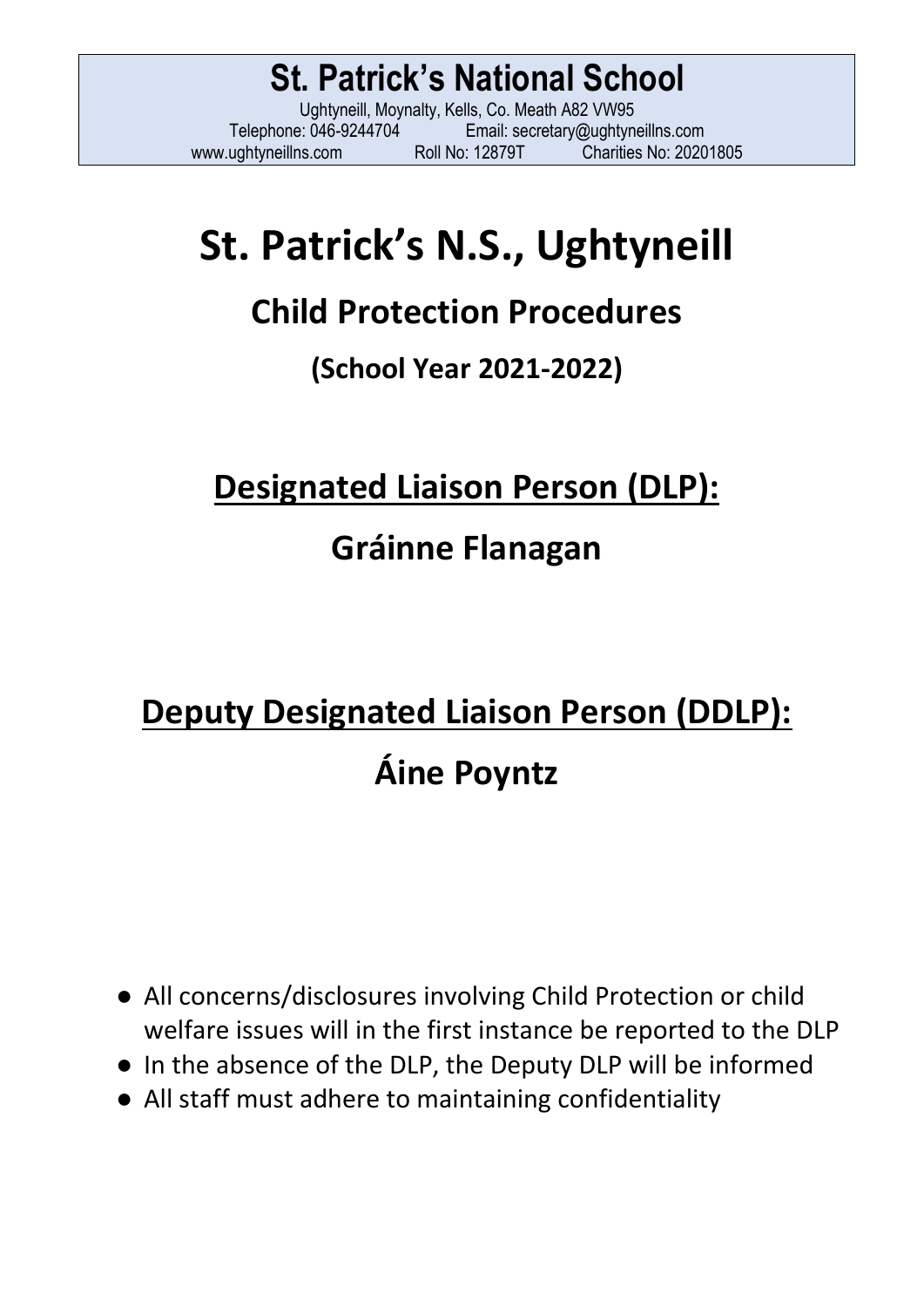**St. Patrick's National School**

Ughtyneill, Moynalty, Kells, Co. Meath A82 VW95
Telephone: 046-9244704 Email: secretary@ughtyneillns.com
www.ughtyneillns.com Roll No: 12879T Charities No: 20201805

# St. Patrick's N.S., Ughtyneill

## Child Protection Procedures

### (School Year 2021-2022)

## Designated Liaison Person (DLP):

## Gráinne Flanagan

## Deputy Designated Liaison Person (DDLP):

## Áine Poyntz

- All concerns/disclosures involving Child Protection or child welfare issues will in the first instance be reported to the DLP
- In the absence of the DLP, the Deputy DLP will be informed
- All staff must adhere to maintaining confidentiality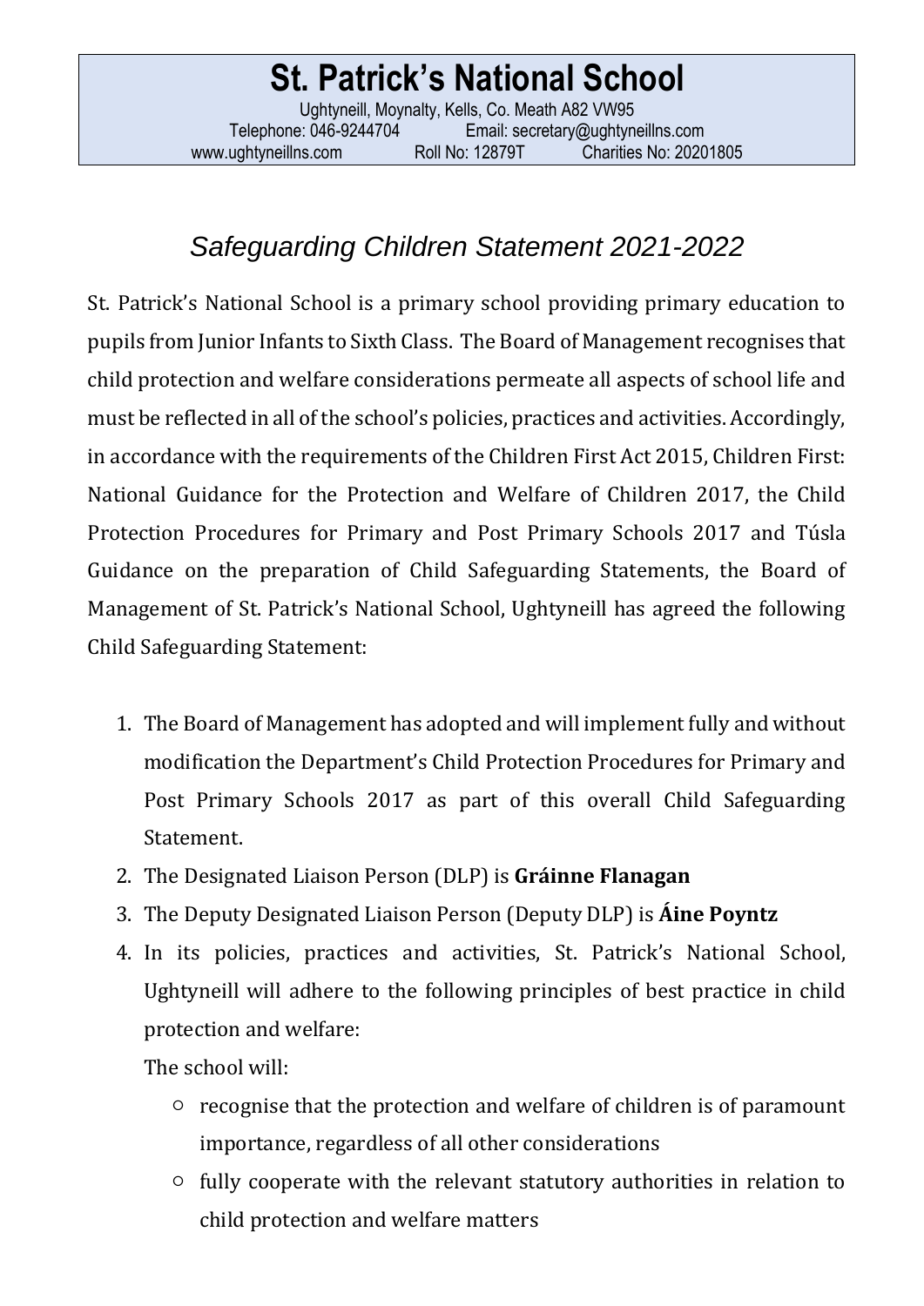# St. Patrick's National School

Ughtyneill, Moynalty, Kells, Co. Meath A82 VW95
Telephone: 046-9244704 Email: secretary@ughtyneillns.com
www.ughtyneillns.com Roll No: 12879T Charities No: 20201805

## *Safeguarding Children Statement 2021-2022*

St. Patrick's National School is a primary school providing primary education to pupils from Junior Infants to Sixth Class. The Board of Management recognises that child protection and welfare considerations permeate all aspects of school life and must be reflected in all of the school's policies, practices and activities. Accordingly, in accordance with the requirements of the Children First Act 2015, Children First: National Guidance for the Protection and Welfare of Children 2017, the Child Protection Procedures for Primary and Post Primary Schools 2017 and Túsla Guidance on the preparation of Child Safeguarding Statements, the Board of Management of St. Patrick's National School, Ughtyneill has agreed the following Child Safeguarding Statement:

1. The Board of Management has adopted and will implement fully and without modification the Department's Child Protection Procedures for Primary and Post Primary Schools 2017 as part of this overall Child Safeguarding Statement.
2. The Designated Liaison Person (DLP) is **Gráinne Flanagan**
3. The Deputy Designated Liaison Person (Deputy DLP) is **Áine Poyntz**
4. In its policies, practices and activities, St. Patrick's National School, Ughtyneill will adhere to the following principles of best practice in child protection and welfare:

   The school will:

   - recognise that the protection and welfare of children is of paramount importance, regardless of all other considerations
   - fully cooperate with the relevant statutory authorities in relation to child protection and welfare matters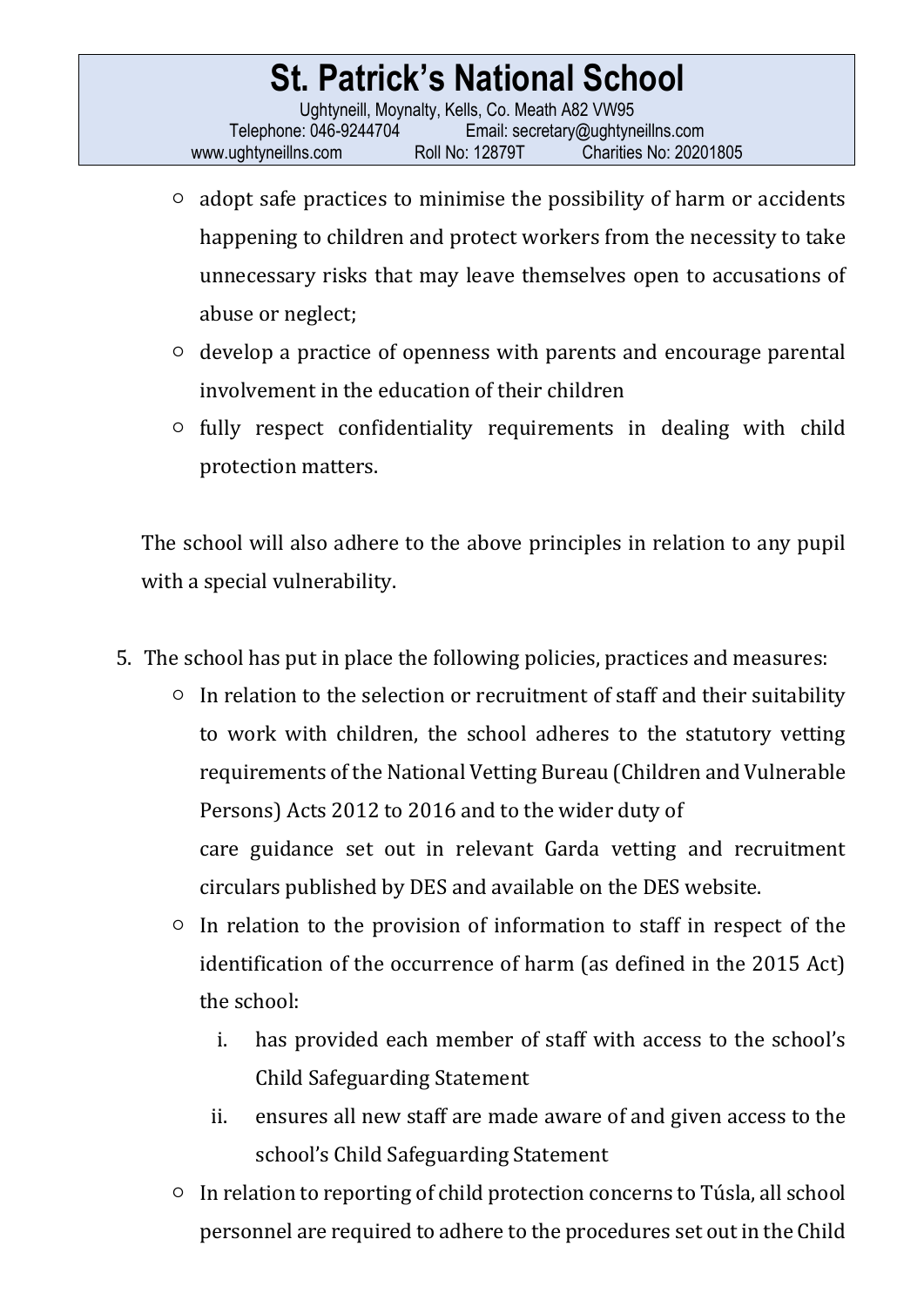- adopt safe practices to minimise the possibility of harm or accidents happening to children and protect workers from the necessity to take unnecessary risks that may leave themselves open to accusations of abuse or neglect;
- develop a practice of openness with parents and encourage parental involvement in the education of their children
- fully respect confidentiality requirements in dealing with child protection matters.

The school will also adhere to the above principles in relation to any pupil with a special vulnerability.

5. The school has put in place the following policies, practices and measures:
   - In relation to the selection or recruitment of staff and their suitability to work with children, the school adheres to the statutory vetting requirements of the National Vetting Bureau (Children and Vulnerable Persons) Acts 2012 to 2016 and to the wider duty of care guidance set out in relevant Garda vetting and recruitment circulars published by DES and available on the DES website.
   - In relation to the provision of information to staff in respect of the identification of the occurrence of harm (as defined in the 2015 Act) the school:
     i. has provided each member of staff with access to the school's Child Safeguarding Statement
     ii. ensures all new staff are made aware of and given access to the school's Child Safeguarding Statement
   - In relation to reporting of child protection concerns to Túsla, all school personnel are required to adhere to the procedures set out in the Child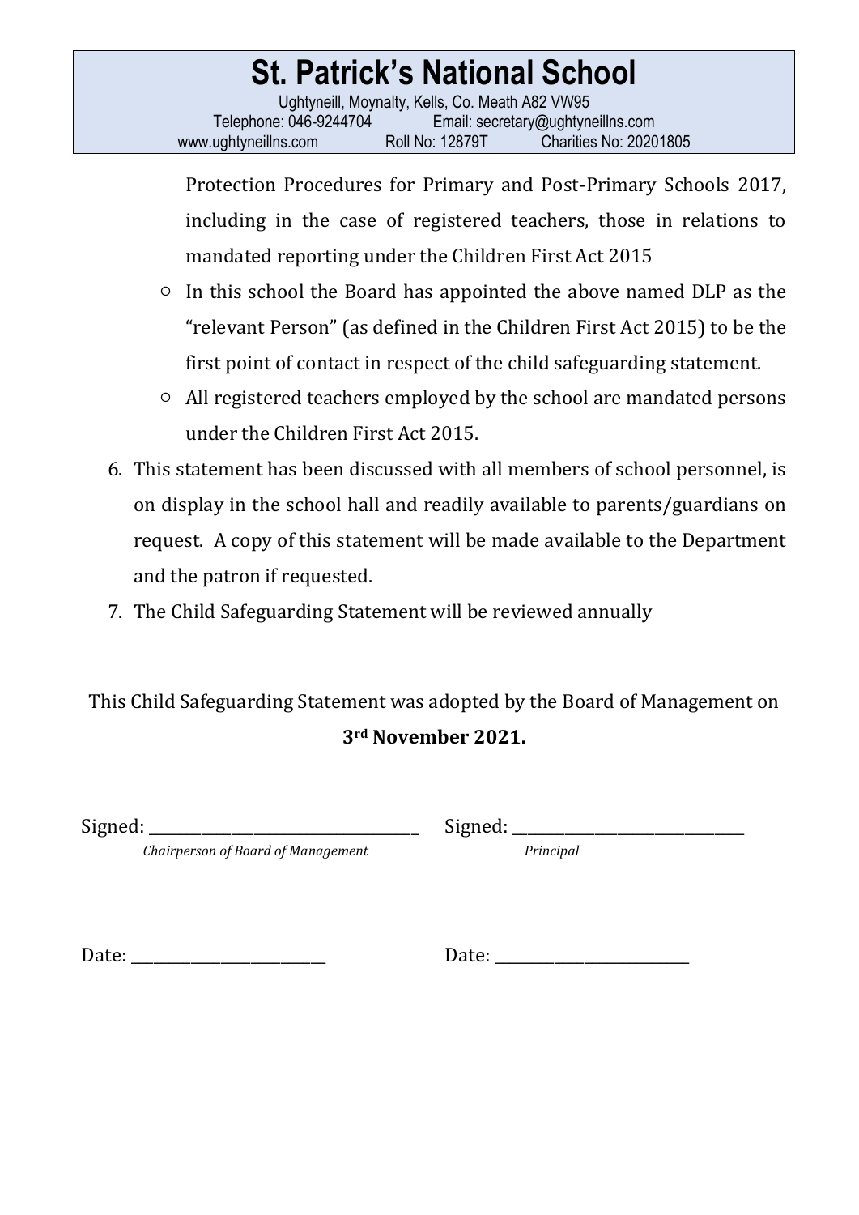Protection Procedures for Primary and Post-Primary Schools 2017, including in the case of registered teachers, those in relations to mandated reporting under the Children First Act 2015

  - In this school the Board has appointed the above named DLP as the "relevant Person" (as defined in the Children First Act 2015) to be the first point of contact in respect of the child safeguarding statement.
  - All registered teachers employed by the school are mandated persons under the Children First Act 2015.

6. This statement has been discussed with all members of school personnel, is on display in the school hall and readily available to parents/guardians on request. A copy of this statement will be made available to the Department and the patron if requested.
7. The Child Safeguarding Statement will be reviewed annually

This Child Safeguarding Statement was adopted by the Board of Management on **3rd November 2021.**

Signed: ______________________________ Signed: ______________________________
*Chairperson of Board of Management* *Principal*

Date: ______________________ Date: ______________________